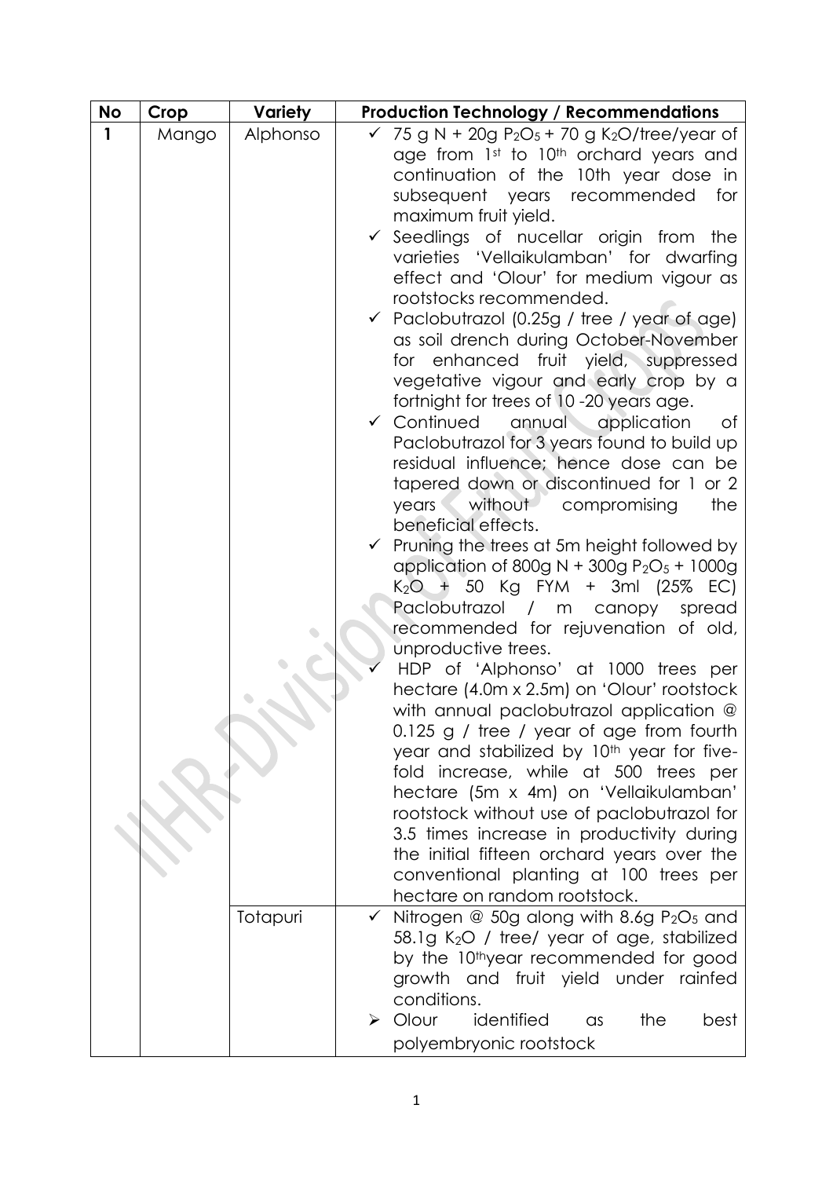| No | Crop | Variety | Production Technology / Recommendations |
|---|---|---|---|
| 1 | Mango | Alphonso | ✓ 75 g N + 20g $P_2O_5$ + 70 g $K_2O$/tree/year of age from 1st to 10th orchard years and continuation of the 10th year dose in subsequent years recommended for maximum fruit yield.<br>✓ Seedlings of nucellar origin from the varieties 'Vellaikulamban' for dwarfing effect and 'Olour' for medium vigour as rootstocks recommended.<br>✓ Paclobutrazol (0.25g / tree / year of age) as soil drench during October-November for enhanced fruit yield, suppressed vegetative vigour and early crop by a fortnight for trees of 10 -20 years age.<br>✓ Continued annual application of Paclobutrazol for 3 years found to build up residual influence; hence dose can be tapered down or discontinued for 1 or 2 years without compromising the beneficial effects.<br>✓ Pruning the trees at 5m height followed by application of 800g N + 300g $P_2O_5$ + 1000g $K_2O$ + 50 Kg FYM + 3ml (25% EC) Paclobutrazol / m canopy spread recommended for rejuvenation of old, unproductive trees.<br>✓ HDP of 'Alphonso' at 1000 trees per hectare (4.0m x 2.5m) on 'Olour' rootstock with annual paclobutrazol application @ 0.125 g / tree / year of age from fourth year and stabilized by 10th year for five-fold increase, while at 500 trees per hectare (5m x 4m) on 'Vellaikulamban' rootstock without use of paclobutrazol for 3.5 times increase in productivity during the initial fifteen orchard years over the conventional planting at 100 trees per hectare on random rootstock. |
| | | Totapuri | ✓ Nitrogen @ 50g along with 8.6g $P_2O_5$ and 58.1g $K_2O$ / tree/ year of age, stabilized by the 10th year recommended for good growth and fruit yield under rainfed conditions.<br>➢ Olour identified as the best polyembryonic rootstock |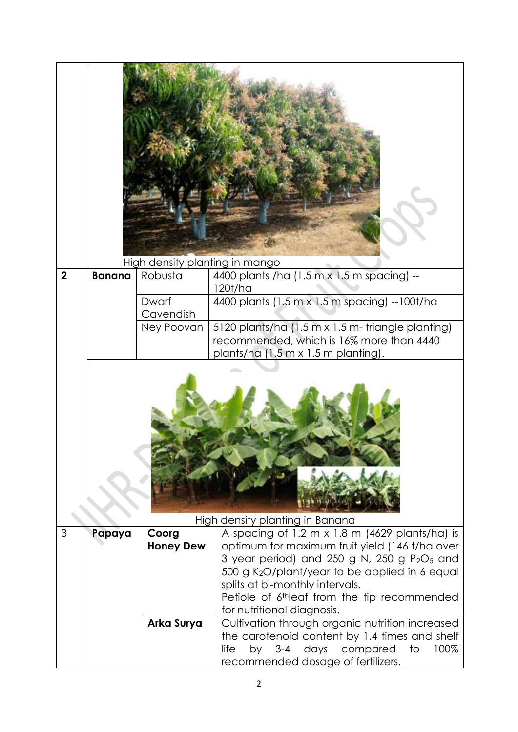| | | | |
|---|---|---|---|
| | High density planting in mango | | |
| **2** | **Banana** | Robusta | 4400 plants /ha (1.5 m x 1.5 m spacing) -- 120t/ha |
| | | Dwarf Cavendish | 4400 plants (1.5 m x 1.5 m spacing) --100t/ha |
| | | Ney Poovan | 5120 plants/ha (1.5 m x 1.5 m- triangle planting) recommended, which is 16% more than 4440 plants/ha (1.5 m x 1.5 m planting). |
| | High density planting in Banana | | |
| 3 | **Papaya** | **Coorg Honey Dew** | A spacing of 1.2 m x 1.8 m (4629 plants/ha) is optimum for maximum fruit yield (146 t/ha over 3 year period) and 250 g N, 250 g $P_2O_5$ and 500 g $K_2O$/plant/year to be applied in 6 equal splits at bi-monthly intervals. Petiole of 6th leaf from the tip recommended for nutritional diagnosis. |
| | | **Arka Surya** | Cultivation through organic nutrition increased the carotenoid content by 1.4 times and shelf life by 3-4 days compared to 100% recommended dosage of fertilizers. |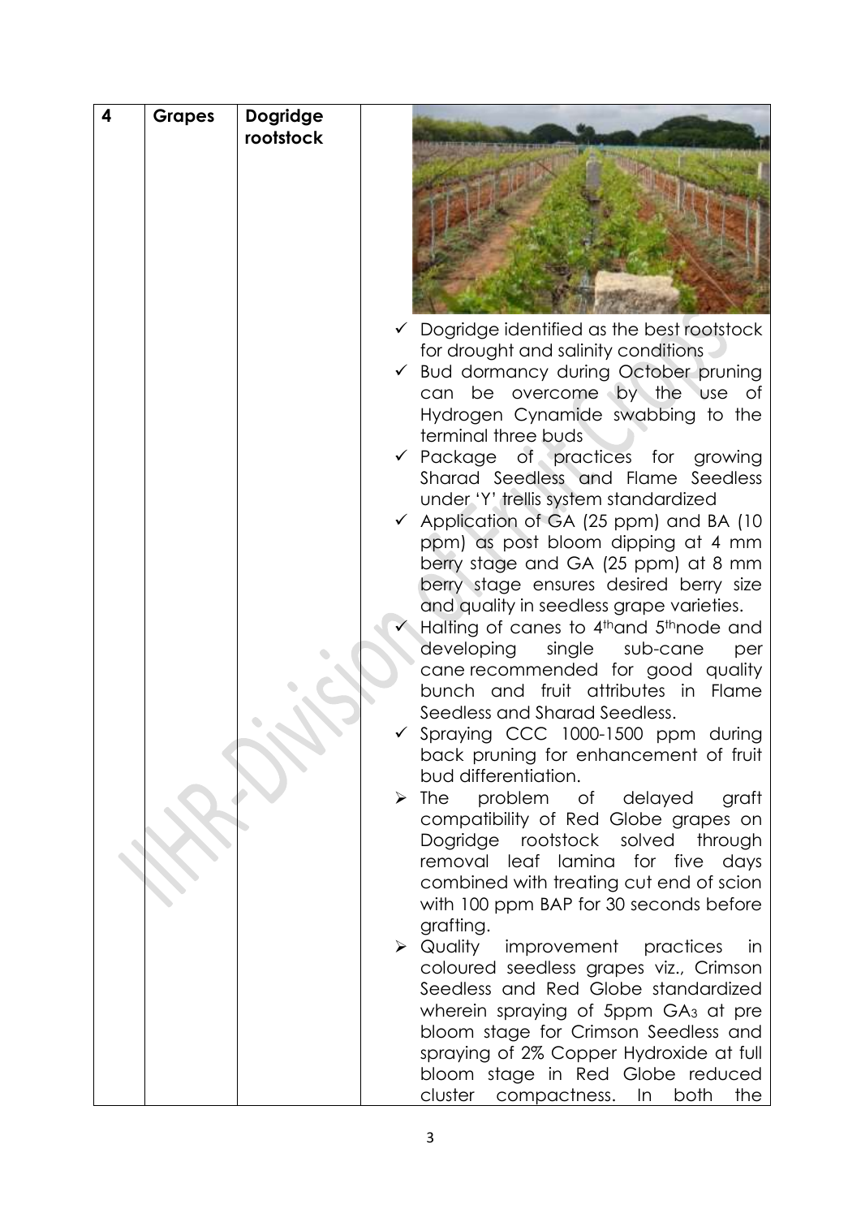| 4 | Grapes | Dogridge rootstock | | ✓ Dogridge identified as the best rootstock for drought and salinity conditions<br>✓ Bud dormancy during October pruning can be overcome by the use of Hydrogen Cynamide swabbing to the terminal three buds<br>✓ Package of practices for growing Sharad Seedless and Flame Seedless under 'Y' trellis system standardized<br>✓ Application of GA (25 ppm) and BA (10 ppm) as post bloom dipping at 4 mm berry stage and GA (25 ppm) at 8 mm berry stage ensures desired berry size and quality in seedless grape varieties.<br>✓ Halting of canes to 4th and 5th node and developing single sub-cane per cane recommended for good quality bunch and fruit attributes in Flame Seedless and Sharad Seedless.<br>✓ Spraying CCC 1000-1500 ppm during back pruning for enhancement of fruit bud differentiation.<br>➢ The problem of delayed graft compatibility of Red Globe grapes on Dogridge rootstock solved through removal leaf lamina for five days combined with treating cut end of scion with 100 ppm BAP for 30 seconds before grafting.<br>➢ Quality improvement practices in coloured seedless grapes viz., Crimson Seedless and Red Globe standardized wherein spraying of 5ppm $GA_3$ at pre bloom stage for Crimson Seedless and spraying of 2% Copper Hydroxide at full bloom stage in Red Globe reduced cluster compactness. In both the |
|---|---|---|---|---|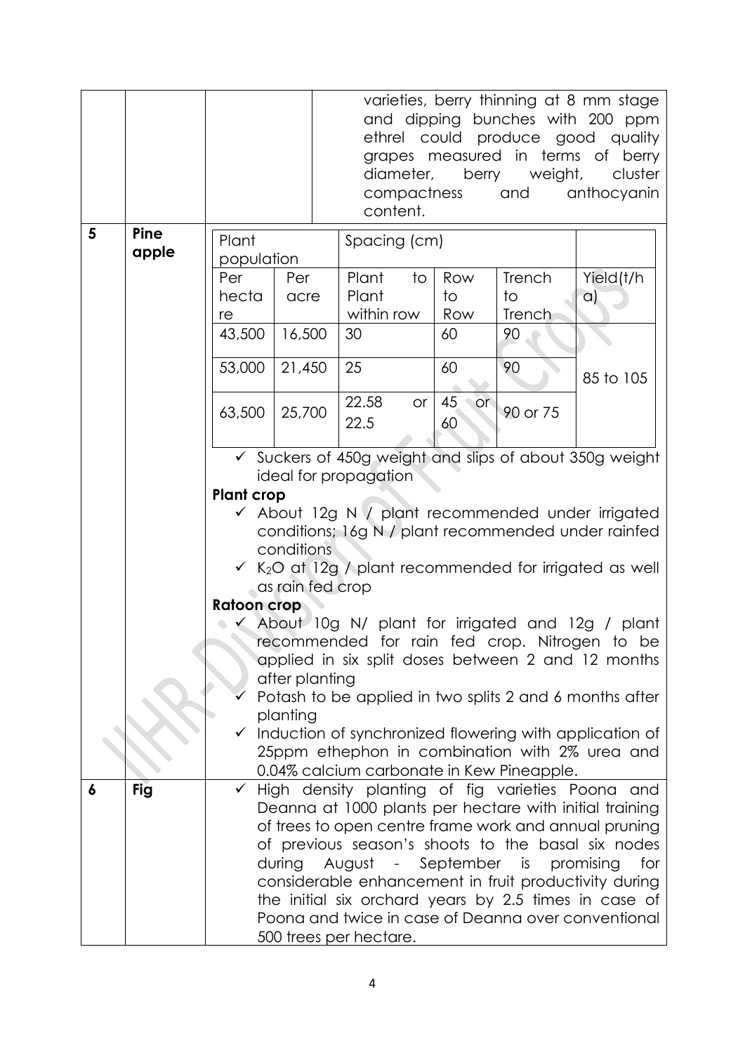| | | | |
|---|---|---|---|
| | | | varieties, berry thinning at 8 mm stage and dipping bunches with 200 ppm ethrel could produce good quality grapes measured in terms of berry diameter, berry weight, cluster compactness and anthocyanin content. |
| 5 | Pine apple | (see table and notes below) | |
| 6 | Fig | ✓ High density planting of fig varieties Poona and Deanna at 1000 plants per hectare with initial training of trees to open centre frame work and annual pruning of previous season's shoots to the basal six nodes during August - September is promising for considerable enhancement in fruit productivity during the initial six orchard years by 2.5 times in case of Poona and twice in case of Deanna over conventional 500 trees per hectare. | |

**Pine apple**

| Plant population | | Spacing (cm) | | | |
|---|---|---|---|---|---|
| Per hectare | Per acre | Plant to Plant within row | Row to Row | Trench to Trench | Yield(t/ha) |
| 43,500 | 16,500 | 30 | 60 | 90 | 85 to 105 |
| 53,000 | 21,450 | 25 | 60 | 90 | |
| 63,500 | 25,700 | 22.58 or 22.5 | 45 or 60 | 90 or 75 | |

- ✓ Suckers of 450g weight and slips of about 350g weight ideal for propagation

**Plant crop**

- ✓ About 12g N / plant recommended under irrigated conditions; 16g N / plant recommended under rainfed conditions
- ✓ $K_2O$ at 12g / plant recommended for irrigated as well as rain fed crop

**Ratoon crop**

- ✓ About 10g N/ plant for irrigated and 12g / plant recommended for rain fed crop. Nitrogen to be applied in six split doses between 2 and 12 months after planting
- ✓ Potash to be applied in two splits 2 and 6 months after planting
- ✓ Induction of synchronized flowering with application of 25ppm ethephon in combination with 2% urea and 0.04% calcium carbonate in Kew Pineapple.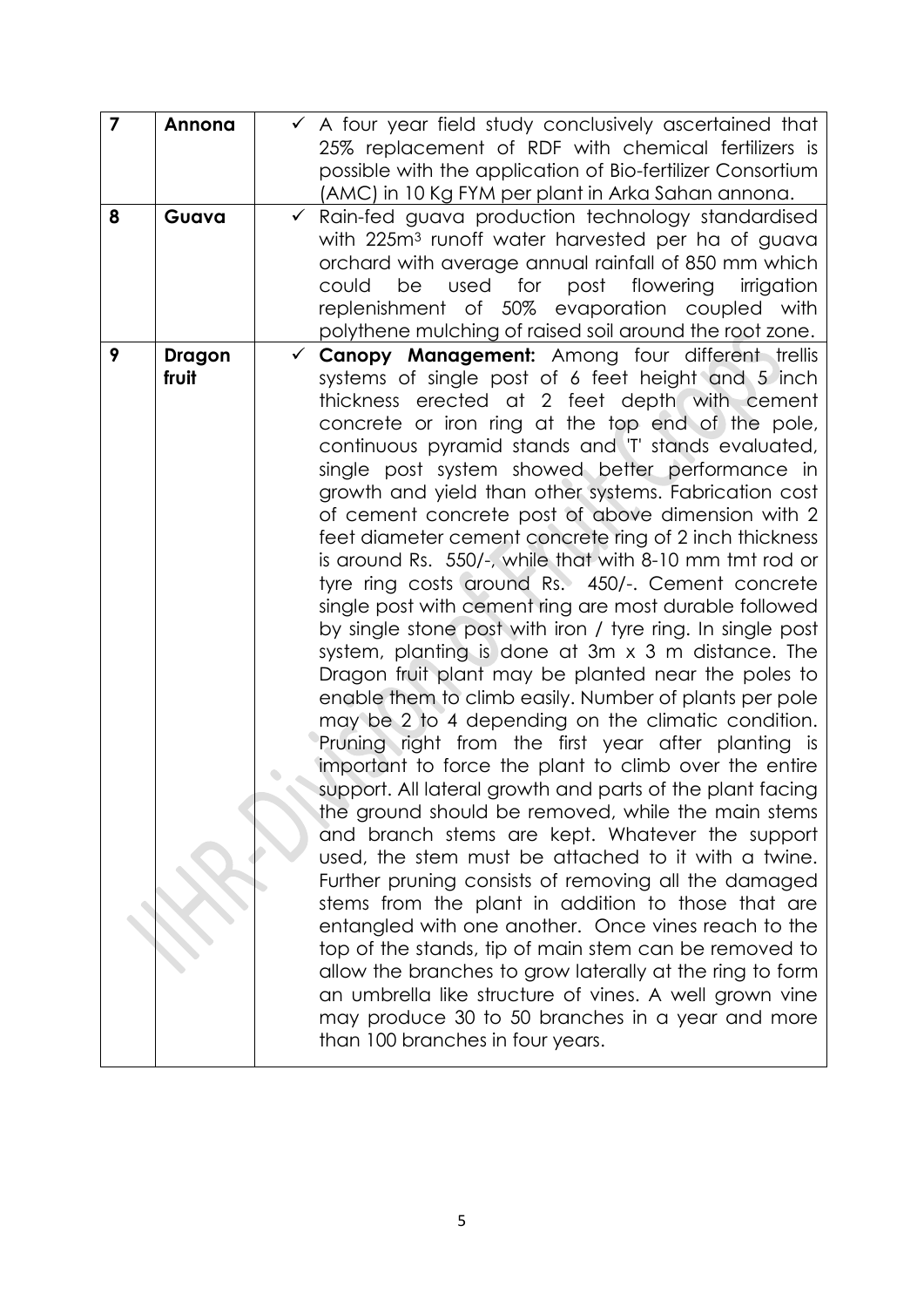| | | |
|---|---|---|
| **7** | **Annona** | ✓ A four year field study conclusively ascertained that 25% replacement of RDF with chemical fertilizers is possible with the application of Bio-fertilizer Consortium (AMC) in 10 Kg FYM per plant in Arka Sahan annona. |
| **8** | **Guava** | ✓ Rain-fed guava production technology standardised with 225m$^3$ runoff water harvested per ha of guava orchard with average annual rainfall of 850 mm which could be used for post flowering irrigation replenishment of 50% evaporation coupled with polythene mulching of raised soil around the root zone. |
| **9** | **Dragon fruit** | ✓ **Canopy Management:** Among four different trellis systems of single post of 6 feet height and 5 inch thickness erected at 2 feet depth with cement concrete or iron ring at the top end of the pole, continuous pyramid stands and 'T' stands evaluated, single post system showed better performance in growth and yield than other systems. Fabrication cost of cement concrete post of above dimension with 2 feet diameter cement concrete ring of 2 inch thickness is around Rs. 550/-, while that with 8-10 mm tmt rod or tyre ring costs around Rs. 450/-. Cement concrete single post with cement ring are most durable followed by single stone post with iron / tyre ring. In single post system, planting is done at 3m x 3 m distance. The Dragon fruit plant may be planted near the poles to enable them to climb easily. Number of plants per pole may be 2 to 4 depending on the climatic condition. Pruning right from the first year after planting is important to force the plant to climb over the entire support. All lateral growth and parts of the plant facing the ground should be removed, while the main stems and branch stems are kept. Whatever the support used, the stem must be attached to it with a twine. Further pruning consists of removing all the damaged stems from the plant in addition to those that are entangled with one another. Once vines reach to the top of the stands, tip of main stem can be removed to allow the branches to grow laterally at the ring to form an umbrella like structure of vines. A well grown vine may produce 30 to 50 branches in a year and more than 100 branches in four years. |